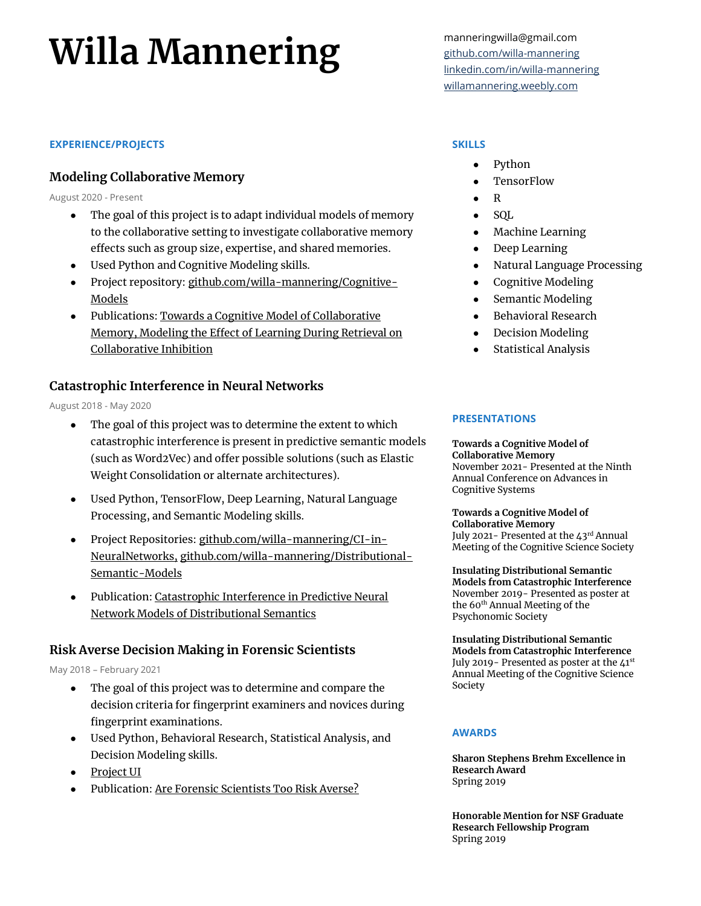# Willa Mannering

manneringwilla@gmail.com
github.com/willa-mannering
linkedin.com/in/willa-mannering
willamannering.weebly.com

## EXPERIENCE/PROJECTS

### Modeling Collaborative Memory

August 2020 - Present

- The goal of this project is to adapt individual models of memory to the collaborative setting to investigate collaborative memory effects such as group size, expertise, and shared memories.
- Used Python and Cognitive Modeling skills.
- Project repository: github.com/willa-mannering/Cognitive-Models
- Publications: Towards a Cognitive Model of Collaborative Memory, Modeling the Effect of Learning During Retrieval on Collaborative Inhibition

### Catastrophic Interference in Neural Networks

August 2018 - May 2020

- The goal of this project was to determine the extent to which catastrophic interference is present in predictive semantic models (such as Word2Vec) and offer possible solutions (such as Elastic Weight Consolidation or alternate architectures).
- Used Python, TensorFlow, Deep Learning, Natural Language Processing, and Semantic Modeling skills.
- Project Repositories: github.com/willa-mannering/CI-in-NeuralNetworks, github.com/willa-mannering/Distributional-Semantic-Models
- Publication: Catastrophic Interference in Predictive Neural Network Models of Distributional Semantics

### Risk Averse Decision Making in Forensic Scientists

May 2018 – February 2021

- The goal of this project was to determine and compare the decision criteria for fingerprint examiners and novices during fingerprint examinations.
- Used Python, Behavioral Research, Statistical Analysis, and Decision Modeling skills.
- Project UI
- Publication: Are Forensic Scientists Too Risk Averse?

## SKILLS

- Python
- TensorFlow
- R
- SQL
- Machine Learning
- Deep Learning
- Natural Language Processing
- Cognitive Modeling
- Semantic Modeling
- Behavioral Research
- Decision Modeling
- Statistical Analysis

## PRESENTATIONS

**Towards a Cognitive Model of Collaborative Memory**
November 2021- Presented at the Ninth Annual Conference on Advances in Cognitive Systems

**Towards a Cognitive Model of Collaborative Memory**
July 2021- Presented at the 43rd Annual Meeting of the Cognitive Science Society

**Insulating Distributional Semantic Models from Catastrophic Interference**
November 2019- Presented as poster at the 60th Annual Meeting of the Psychonomic Society

**Insulating Distributional Semantic Models from Catastrophic Interference**
July 2019- Presented as poster at the 41st Annual Meeting of the Cognitive Science Society

## AWARDS

**Sharon Stephens Brehm Excellence in Research Award**
Spring 2019

**Honorable Mention for NSF Graduate Research Fellowship Program**
Spring 2019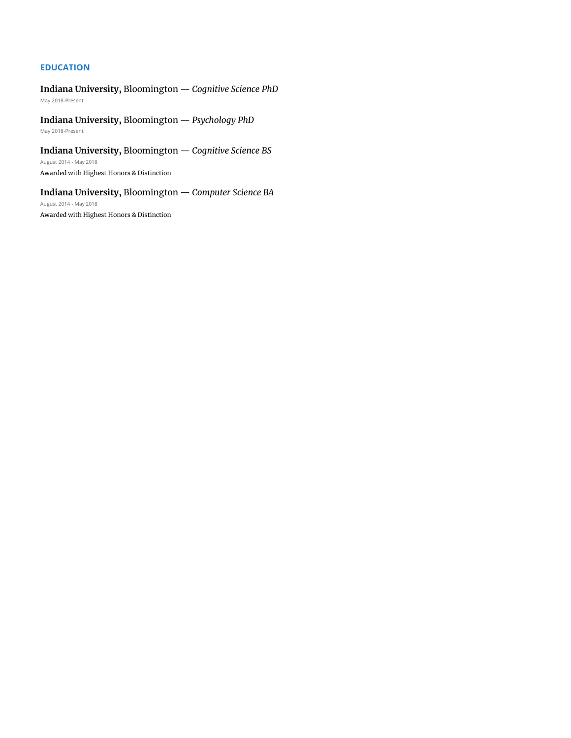## EDUCATION

**Indiana University,** Bloomington — *Cognitive Science PhD*
May 2018-Present

**Indiana University,** Bloomington — *Psychology PhD*
May 2018-Present

**Indiana University,** Bloomington — *Cognitive Science BS*
August 2014 - May 2018
Awarded with Highest Honors & Distinction

**Indiana University,** Bloomington — *Computer Science BA*
August 2014 - May 2018
Awarded with Highest Honors & Distinction